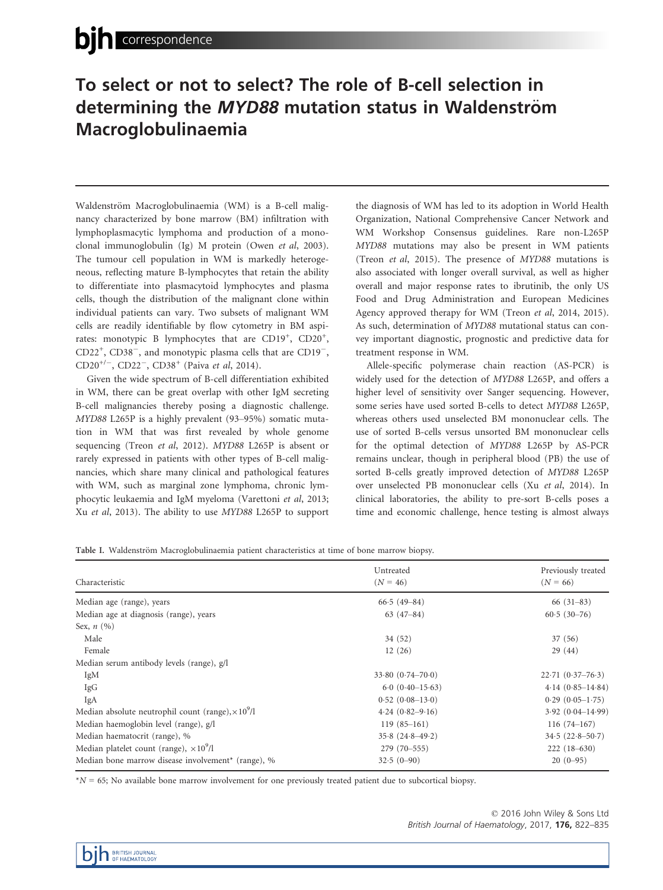# To select or not to select? The role of B-cell selection in determining the *MYD88* mutation status in Waldenström Macroglobulinaemia

Waldenström Macroglobulinaemia (WM) is a B-cell malignancy characterized by bone marrow (BM) infiltration with lymphoplasmacytic lymphoma and production of a monoclonal immunoglobulin (Ig) M protein (Owen *et al*, 2003). The tumour cell population in WM is markedly heterogeneous, reflecting mature B-lymphocytes that retain the ability to differentiate into plasmacytoid lymphocytes and plasma cells, though the distribution of the malignant clone within individual patients can vary. Two subsets of malignant WM cells are readily identifiable by flow cytometry in BM aspirates: monotypic B lymphocytes that are $CD19^+$, $CD20^+$, $CD22^+$, $CD38^-$, and monotypic plasma cells that are $CD19^-$, $CD20^{+/-}$, $CD22^-$, $CD38^+$ (Paiva *et al*, 2014).

Given the wide spectrum of B-cell differentiation exhibited in WM, there can be great overlap with other IgM secreting B-cell malignancies thereby posing a diagnostic challenge. *MYD88* L265P is a highly prevalent (93–95%) somatic mutation in WM that was first revealed by whole genome sequencing (Treon *et al*, 2012). *MYD88* L265P is absent or rarely expressed in patients with other types of B-cell malignancies, which share many clinical and pathological features with WM, such as marginal zone lymphoma, chronic lymphocytic leukaemia and IgM myeloma (Varettoni *et al*, 2013; Xu *et al*, 2013). The ability to use *MYD88* L265P to support the diagnosis of WM has led to its adoption in World Health Organization, National Comprehensive Cancer Network and WM Workshop Consensus guidelines. Rare non-L265P *MYD88* mutations may also be present in WM patients (Treon *et al*, 2015). The presence of *MYD88* mutations is also associated with longer overall survival, as well as higher overall and major response rates to ibrutinib, the only US Food and Drug Administration and European Medicines Agency approved therapy for WM (Treon *et al*, 2014, 2015). As such, determination of *MYD88* mutational status can convey important diagnostic, prognostic and predictive data for treatment response in WM.

Allele-specific polymerase chain reaction (AS-PCR) is widely used for the detection of *MYD88* L265P, and offers a higher level of sensitivity over Sanger sequencing. However, some series have used sorted B-cells to detect *MYD88* L265P, whereas others used unselected BM mononuclear cells. The use of sorted B-cells versus unsorted BM mononuclear cells for the optimal detection of *MYD88* L265P by AS-PCR remains unclear, though in peripheral blood (PB) the use of sorted B-cells greatly improved detection of *MYD88* L265P over unselected PB mononuclear cells (Xu *et al*, 2014). In clinical laboratories, the ability to pre-sort B-cells poses a time and economic challenge, hence testing is almost always

Table I. Waldenström Macroglobulinaemia patient characteristics at time of bone marrow biopsy.

| Characteristic | Untreated ($N$ = 46) | Previously treated ($N$ = 66) |
|---|---|---|
| Median age (range), years | 66·5 (49–84) | 66 (31–83) |
| Median age at diagnosis (range), years | 63 (47–84) | 60·5 (30–76) |
| Sex, $n$ (%) | | |
| Male | 34 (52) | 37 (56) |
| Female | 12 (26) | 29 (44) |
| Median serum antibody levels (range), g/l | | |
| IgM | 33·80 (0·74–70·0) | 22·71 (0·37–76·3) |
| IgG | 6·0 (0·40–15·63) | 4·14 (0·85–14·84) |
| IgA | 0·52 (0·08–13·0) | 0·29 (0·05–1·75) |
| Median absolute neutrophil count (range), $\times 10^9$/l | 4·24 (0·82–9·16) | 3·92 (0·04–14·99) |
| Median haemoglobin level (range), g/l | 119 (85–161) | 116 (74–167) |
| Median haematocrit (range), % | 35·8 (24·8–49·2) | 34·5 (22·8–50·7) |
| Median platelet count (range), $\times 10^9$/l | 279 (70–555) | 222 (18–630) |
| Median bone marrow disease involvement* (range), % | 32·5 (0–90) | 20 (0–95) |

*$N$ = 65; No available bone marrow involvement for one previously treated patient due to subcortical biopsy.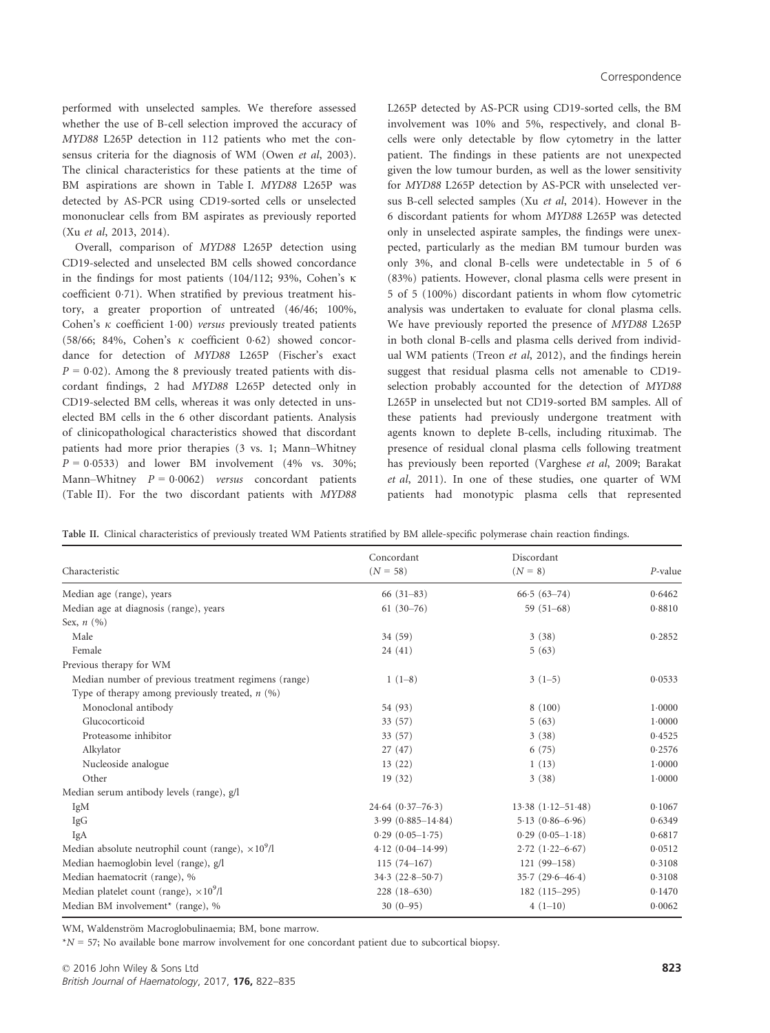performed with unselected samples. We therefore assessed whether the use of B-cell selection improved the accuracy of *MYD88* L265P detection in 112 patients who met the consensus criteria for the diagnosis of WM (Owen *et al*, 2003). The clinical characteristics for these patients at the time of BM aspirations are shown in Table I. *MYD88* L265P was detected by AS-PCR using CD19-sorted cells or unselected mononuclear cells from BM aspirates as previously reported (Xu *et al*, 2013, 2014).

Overall, comparison of *MYD88* L265P detection using CD19-selected and unselected BM cells showed concordance in the findings for most patients (104/112; 93%, Cohen's $\kappa$ coefficient 0·71). When stratified by previous treatment history, a greater proportion of untreated (46/46; 100%, Cohen's $\kappa$ coefficient 1·00) *versus* previously treated patients (58/66; 84%, Cohen's $\kappa$ coefficient 0·62) showed concordance for detection of *MYD88* L265P (Fischer's exact $P = 0{\cdot}02$). Among the 8 previously treated patients with discordant findings, 2 had *MYD88* L265P detected only in CD19-selected BM cells, whereas it was only detected in unselected BM cells in the 6 other discordant patients. Analysis of clinicopathological characteristics showed that discordant patients had more prior therapies (3 vs. 1; Mann–Whitney $P = 0{\cdot}0533$) and lower BM involvement (4% vs. 30%; Mann–Whitney $P = 0{\cdot}0062$) *versus* concordant patients (Table II). For the two discordant patients with *MYD88* L265P detected by AS-PCR using CD19-sorted cells, the BM involvement was 10% and 5%, respectively, and clonal B-cells were only detectable by flow cytometry in the latter patient. The findings in these patients are not unexpected given the low tumour burden, as well as the lower sensitivity for *MYD88* L265P detection by AS-PCR with unselected versus B-cell selected samples (Xu *et al*, 2014). However in the 6 discordant patients for whom *MYD88* L265P was detected only in unselected aspirate samples, the findings were unexpected, particularly as the median BM tumour burden was only 3%, and clonal B-cells were undetectable in 5 of 6 (83%) patients. However, clonal plasma cells were present in 5 of 5 (100%) discordant patients in whom flow cytometric analysis was undertaken to evaluate for clonal plasma cells. We have previously reported the presence of *MYD88* L265P in both clonal B-cells and plasma cells derived from individual WM patients (Treon *et al*, 2012), and the findings herein suggest that residual plasma cells not amenable to CD19-selection probably accounted for the detection of *MYD88* L265P in unselected but not CD19-sorted BM samples. All of these patients had previously undergone treatment with agents known to deplete B-cells, including rituximab. The presence of residual clonal plasma cells following treatment has previously been reported (Varghese *et al*, 2009; Barakat *et al*, 2011). In one of these studies, one quarter of WM patients had monotypic plasma cells that represented

**Table II.** Clinical characteristics of previously treated WM Patients stratified by BM allele-specific polymerase chain reaction findings.

| Characteristic | Concordant ($N = 58$) | Discordant ($N = 8$) | *P*-value |
|---|---|---|---|
| Median age (range), years | 66 (31–83) | 66·5 (63–74) | 0·6462 |
| Median age at diagnosis (range), years | 61 (30–76) | 59 (51–68) | 0·8810 |
| Sex, *n* (%) | | | |
| Male | 34 (59) | 3 (38) | 0·2852 |
| Female | 24 (41) | 5 (63) | |
| Previous therapy for WM | | | |
| Median number of previous treatment regimens (range) | 1 (1–8) | 3 (1–5) | 0·0533 |
| Type of therapy among previously treated, *n* (%) | | | |
| Monoclonal antibody | 54 (93) | 8 (100) | 1·0000 |
| Glucocorticoid | 33 (57) | 5 (63) | 1·0000 |
| Proteasome inhibitor | 33 (57) | 3 (38) | 0·4525 |
| Alkylator | 27 (47) | 6 (75) | 0·2576 |
| Nucleoside analogue | 13 (22) | 1 (13) | 1·0000 |
| Other | 19 (32) | 3 (38) | 1·0000 |
| Median serum antibody levels (range), g/l | | | |
| IgM | 24·64 (0·37–76·3) | 13·38 (1·12–51·48) | 0·1067 |
| IgG | 3·99 (0·885–14·84) | 5·13 (0·86–6·96) | 0·6349 |
| IgA | 0·29 (0·05–1·75) | 0·29 (0·05–1·18) | 0·6817 |
| Median absolute neutrophil count (range), $\times 10^9$/l | 4·12 (0·04–14·99) | 2·72 (1·22–6·67) | 0·0512 |
| Median haemoglobin level (range), g/l | 115 (74–167) | 121 (99–158) | 0·3108 |
| Median haematocrit (range), % | 34·3 (22·8–50·7) | 35·7 (29·6–46·4) | 0·3108 |
| Median platelet count (range), $\times 10^9$/l | 228 (18–630) | 182 (115–295) | 0·1470 |
| Median BM involvement* (range), % | 30 (0–95) | 4 (1–10) | 0·0062 |

WM, Waldenström Macroglobulinaemia; BM, bone marrow.

*$N = 57$; No available bone marrow involvement for one concordant patient due to subcortical biopsy.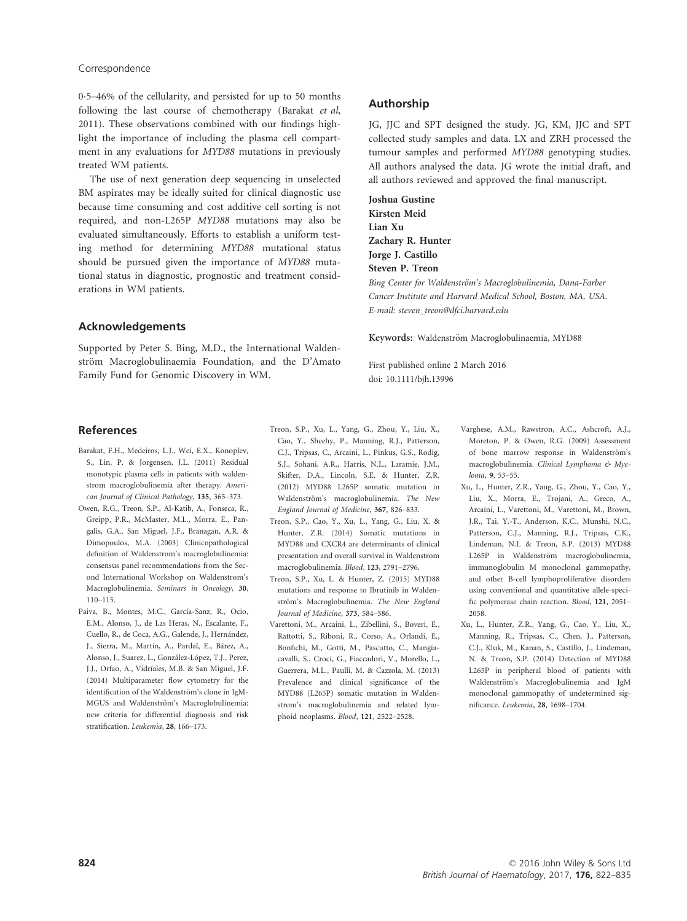0·5–46% of the cellularity, and persisted for up to 50 months following the last course of chemotherapy (Barakat *et al*, 2011). These observations combined with our findings highlight the importance of including the plasma cell compartment in any evaluations for *MYD88* mutations in previously treated WM patients.

The use of next generation deep sequencing in unselected BM aspirates may be ideally suited for clinical diagnostic use because time consuming and cost additive cell sorting is not required, and non-L265P *MYD88* mutations may also be evaluated simultaneously. Efforts to establish a uniform testing method for determining *MYD88* mutational status should be pursued given the importance of *MYD88* mutational status in diagnostic, prognostic and treatment considerations in WM patients.

## Acknowledgements

Supported by Peter S. Bing, M.D., the International Waldenström Macroglobulinaemia Foundation, and the D'Amato Family Fund for Genomic Discovery in WM.

## Authorship

JG, JJC and SPT designed the study. JG, KM, JJC and SPT collected study samples and data. LX and ZRH processed the tumour samples and performed *MYD88* genotyping studies. All authors analysed the data. JG wrote the initial draft, and all authors reviewed and approved the final manuscript.

**Joshua Gustine**
**Kirsten Meid**
**Lian Xu**
**Zachary R. Hunter**
**Jorge J. Castillo**
**Steven P. Treon**

*Bing Center for Waldenström's Macroglobulinemia, Dana-Farber Cancer Institute and Harvard Medical School, Boston, MA, USA.*
*E-mail: steven_treon@dfci.harvard.edu*

**Keywords:** Waldenström Macroglobulinaemia, MYD88

First published online 2 March 2016
doi: 10.1111/bjh.13996

## References

Barakat, F.H., Medeiros, L.J., Wei, E.X., Konoplev, S., Lin, P. & Jorgensen, J.L. (2011) Residual monotypic plasma cells in patients with waldenstrom macroglobulinemia after therapy. *American Journal of Clinical Pathology*, **135**, 365–373.

Owen, R.G., Treon, S.P., Al-Katib, A., Fonseca, R., Greipp, P.R., McMaster, M.L., Morra, E., Pangalis, G.A., San Miguel, J.F., Branagan, A.R. & Dimopoulos, M.A. (2003) Clinicopathological definition of Waldenstrom's macroglobulinemia: consensus panel recommendations from the Second International Workshop on Waldenstrom's Macroglobulinemia. *Seminars in Oncology*, **30**, 110–115.

Paiva, B., Montes, M.C., García-Sanz, R., Ocio, E.M., Alonso, J., de Las Heras, N., Escalante, F., Cuello, R., de Coca, A.G., Galende, J., Hernández, J., Sierra, M., Martin, A., Pardal, E., Bárez, A., Alonso, J., Suarez, L., González-López, T.J., Perez, J.J., Orfao, A., Vidríales, M.B. & San Miguel, J.F. (2014) Multiparameter flow cytometry for the identification of the Waldenström's clone in IgM-MGUS and Waldenström's Macroglobulinemia: new criteria for differential diagnosis and risk stratification. *Leukemia*, **28**, 166–173.

Treon, S.P., Xu, L., Yang, G., Zhou, Y., Liu, X., Cao, Y., Sheehy, P., Manning, R.J., Patterson, C.J., Tripsas, C., Arcaini, L., Pinkus, G.S., Rodig, S.J., Sohani, A.R., Harris, N.L., Laramie, J.M., Skifter, D.A., Lincoln, S.E. & Hunter, Z.R. (2012) MYD88 L265P somatic mutation in Waldenström's macroglobulinemia. *The New England Journal of Medicine*, **367**, 826–833.

Treon, S.P., Cao, Y., Xu, L., Yang, G., Liu, X. & Hunter, Z.R. (2014) Somatic mutations in MYD88 and CXCR4 are determinants of clinical presentation and overall survival in Waldenstrom macroglobulinemia. *Blood*, **123**, 2791–2796.

Treon, S.P., Xu, L. & Hunter, Z. (2015) MYD88 mutations and response to Ibrutinib in Waldenström's Macroglobulinemia. *The New England Journal of Medicine*, **373**, 584–586.

Varettoni, M., Arcaini, L., Zibellini, S., Boveri, E., Rattotti, S., Riboni, R., Corso, A., Orlandi, E., Bonfichi, M., Gotti, M., Pascutto, C., Mangiacavalli, S., Croci, G., Fiaccadori, V., Morello, L., Guerrera, M.L., Paulli, M. & Cazzola, M. (2013) Prevalence and clinical significance of the MYD88 (L265P) somatic mutation in Waldenstrom's macroglobulinemia and related lymphoid neoplasms. *Blood*, **121**, 2522–2528.

Varghese, A.M., Rawstron, A.C., Ashcroft, A.J., Moreton, P. & Owen, R.G. (2009) Assessment of bone marrow response in Waldenström's macroglobulinemia. *Clinical Lymphoma & Myeloma*, **9**, 53–55.

Xu, L., Hunter, Z.R., Yang, G., Zhou, Y., Cao, Y., Liu, X., Morra, E., Trojani, A., Greco, A., Arcaini, L., Varettoni, M., Varettoni, M., Brown, J.R., Tai, Y.-T., Anderson, K.C., Munshi, N.C., Patterson, C.J., Manning, R.J., Tripsas, C.K., Lindeman, N.I. & Treon, S.P. (2013) MYD88 L265P in Waldenström macroglobulinemia, immunoglobulin M monoclonal gammopathy, and other B-cell lymphoproliferative disorders using conventional and quantitative allele-specific polymerase chain reaction. *Blood*, **121**, 2051–2058.

Xu, L., Hunter, Z.R., Yang, G., Cao, Y., Liu, X., Manning, R., Tripsas, C., Chen, J., Patterson, C.J., Kluk, M., Kanan, S., Castillo, J., Lindeman, N. & Treon, S.P. (2014) Detection of MYD88 L265P in peripheral blood of patients with Waldenström's Macroglobulinemia and IgM monoclonal gammopathy of undetermined significance. *Leukemia*, **28**, 1698–1704.